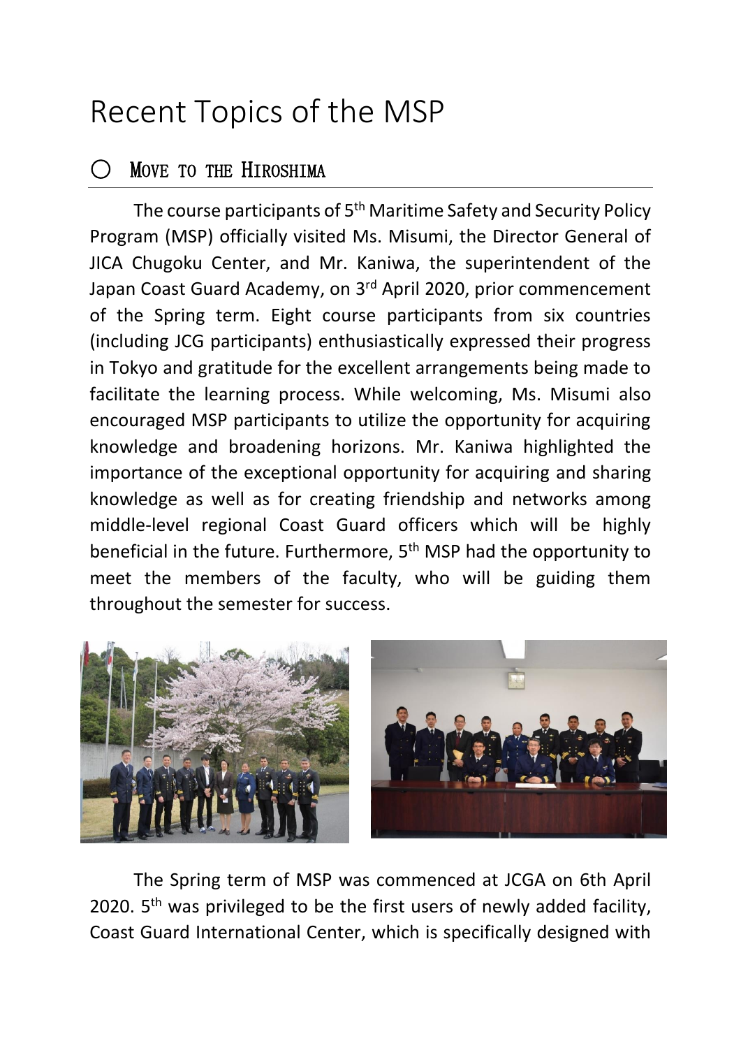# Recent Topics of the MSP

## ○ Move to the Hiroshima

The course participants of 5th Maritime Safety and Security Policy Program (MSP) officially visited Ms. Misumi, the Director General of JICA Chugoku Center, and Mr. Kaniwa, the superintendent of the Japan Coast Guard Academy, on 3rd April 2020, prior commencement of the Spring term. Eight course participants from six countries (including JCG participants) enthusiastically expressed their progress in Tokyo and gratitude for the excellent arrangements being made to facilitate the learning process. While welcoming, Ms. Misumi also encouraged MSP participants to utilize the opportunity for acquiring knowledge and broadening horizons. Mr. Kaniwa highlighted the importance of the exceptional opportunity for acquiring and sharing knowledge as well as for creating friendship and networks among middle-level regional Coast Guard officers which will be highly beneficial in the future. Furthermore, 5th MSP had the opportunity to meet the members of the faculty, who will be guiding them throughout the semester for success.

The Spring term of MSP was commenced at JCGA on 6th April 2020. 5th was privileged to be the first users of newly added facility, Coast Guard International Center, which is specifically designed with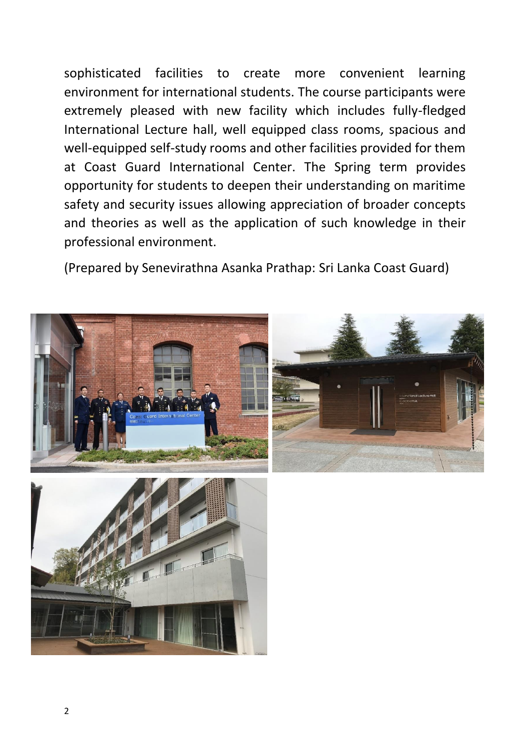sophisticated facilities to create more convenient learning environment for international students. The course participants were extremely pleased with new facility which includes fully-fledged International Lecture hall, well equipped class rooms, spacious and well-equipped self-study rooms and other facilities provided for them at Coast Guard International Center. The Spring term provides opportunity for students to deepen their understanding on maritime safety and security issues allowing appreciation of broader concepts and theories as well as the application of such knowledge in their professional environment.

(Prepared by Senevirathna Asanka Prathap: Sri Lanka Coast Guard)